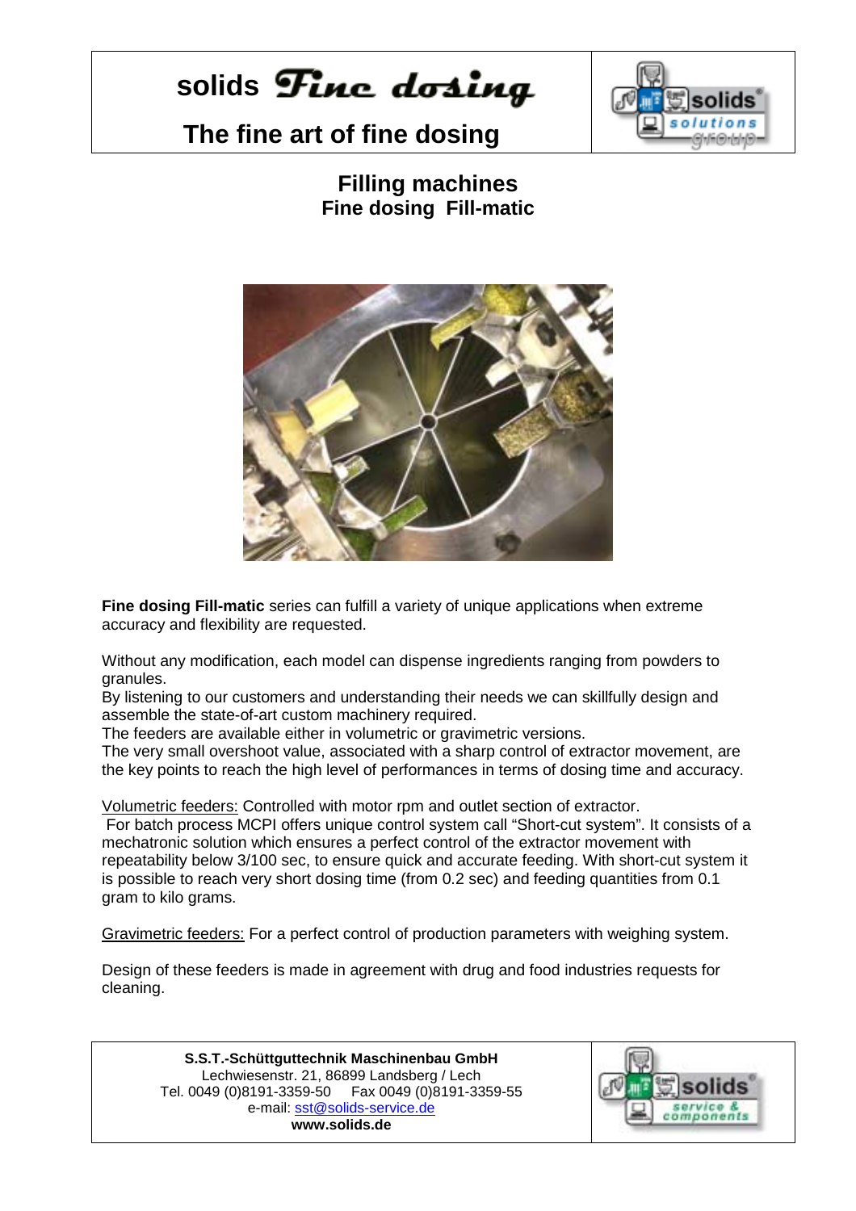# solids Fine dosing

## The fine art of fine dosing

## Filling machines

### Fine dosing Fill-matic

**Fine dosing Fill-matic** series can fulfill a variety of unique applications when extreme accuracy and flexibility are requested.

Without any modification, each model can dispense ingredients ranging from powders to granules.

By listening to our customers and understanding their needs we can skillfully design and assemble the state-of-art custom machinery required.

The feeders are available either in volumetric or gravimetric versions.

The very small overshoot value, associated with a sharp control of extractor movement, are the key points to reach the high level of performances in terms of dosing time and accuracy.

Volumetric feeders: Controlled with motor rpm and outlet section of extractor.

For batch process MCPI offers unique control system call "Short-cut system". It consists of a mechatronic solution which ensures a perfect control of the extractor movement with repeatability below 3/100 sec, to ensure quick and accurate feeding. With short-cut system it is possible to reach very short dosing time (from 0.2 sec) and feeding quantities from 0.1 gram to kilo grams.

Gravimetric feeders: For a perfect control of production parameters with weighing system.

Design of these feeders is made in agreement with drug and food industries requests for cleaning.

**S.S.T.-Schüttguttechnik Maschinenbau GmbH**
Lechwiesenstr. 21, 86899 Landsberg / Lech
Tel. 0049 (0)8191-3359-50  Fax 0049 (0)8191-3359-55
e-mail: sst@solids-service.de
**www.solids.de**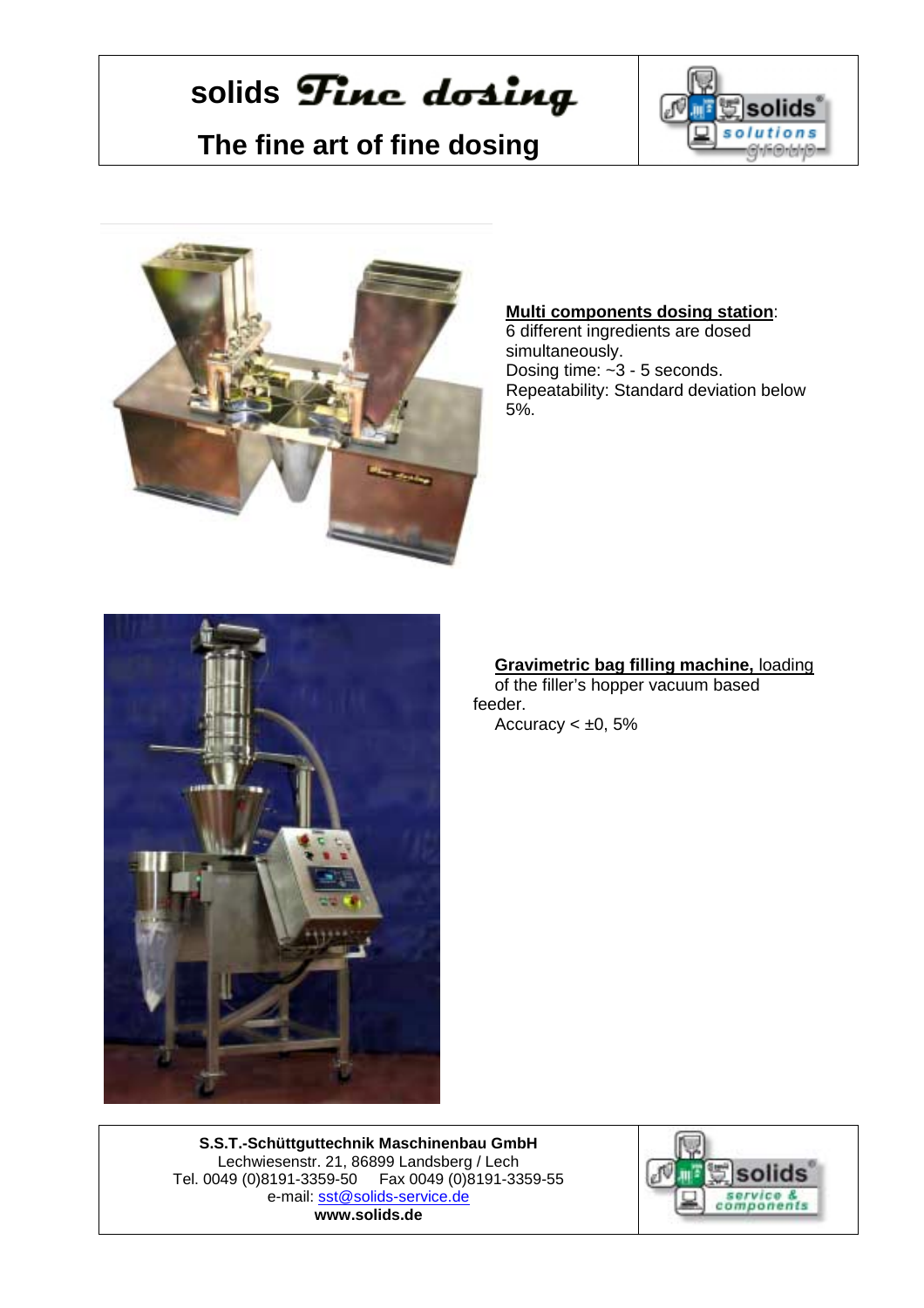# solids *Fine dosing*

## The fine art of fine dosing

**Multi components dosing station**:
6 different ingredients are dosed simultaneously.
Dosing time: ~3 - 5 seconds.
Repeatability: Standard deviation below 5%.

**Gravimetric bag filling machine,** loading of the filler's hopper vacuum based feeder.
Accuracy < ±0, 5%

**S.S.T.-Schüttguttechnik Maschinenbau GmbH**
Lechwiesenstr. 21, 86899 Landsberg / Lech
Tel. 0049 (0)8191-3359-50 Fax 0049 (0)8191-3359-55
e-mail: sst@solids-service.de
**www.solids.de**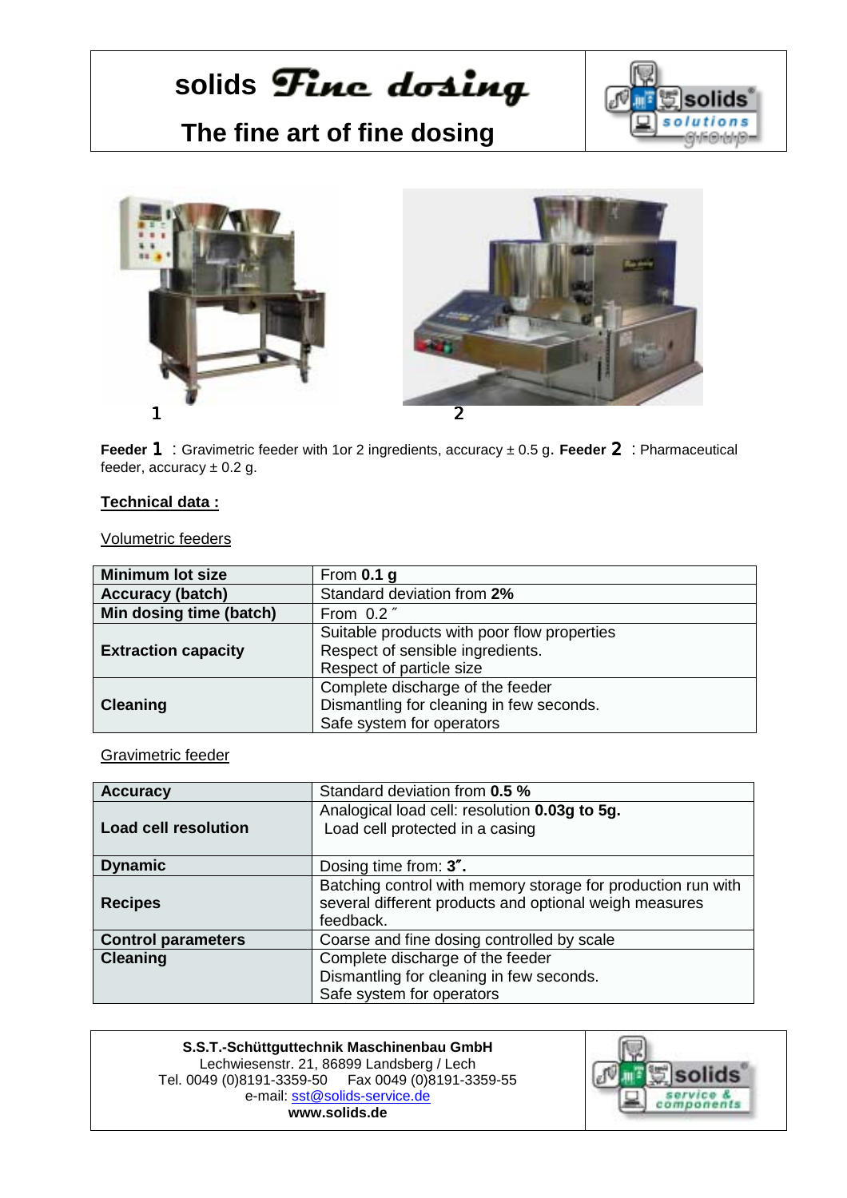# solids *Fine dosing*

## The fine art of fine dosing

1

2

**Feeder 1** : Gravimetric feeder with 1or 2 ingredients, accuracy ± 0.5 g. **Feeder 2** : Pharmaceutical feeder, accuracy ± 0.2 g.

**Technical data :**

Volumetric feeders

| | |
|---|---|
| **Minimum lot size** | From **0.1 g** |
| **Accuracy (batch)** | Standard deviation from **2%** |
| **Min dosing time (batch)** | From 0.2 ″ |
| **Extraction capacity** | Suitable products with poor flow properties<br>Respect of sensible ingredients.<br>Respect of particle size |
| **Cleaning** | Complete discharge of the feeder<br>Dismantling for cleaning in few seconds.<br>Safe system for operators |

Gravimetric feeder

| | |
|---|---|
| **Accuracy** | Standard deviation from **0.5 %** |
| **Load cell resolution** | Analogical load cell: resolution **0.03g to 5g.**<br>Load cell protected in a casing |
| **Dynamic** | Dosing time from: **3″.** |
| **Recipes** | Batching control with memory storage for production run with several different products and optional weigh measures feedback. |
| **Control parameters** | Coarse and fine dosing controlled by scale |
| **Cleaning** | Complete discharge of the feeder<br>Dismantling for cleaning in few seconds.<br>Safe system for operators |

**S.S.T.-Schüttguttechnik Maschinenbau GmbH**
Lechwiesenstr. 21, 86899 Landsberg / Lech
Tel. 0049 (0)8191-3359-50 Fax 0049 (0)8191-3359-55
e-mail: sst@solids-service.de
**www.solids.de**